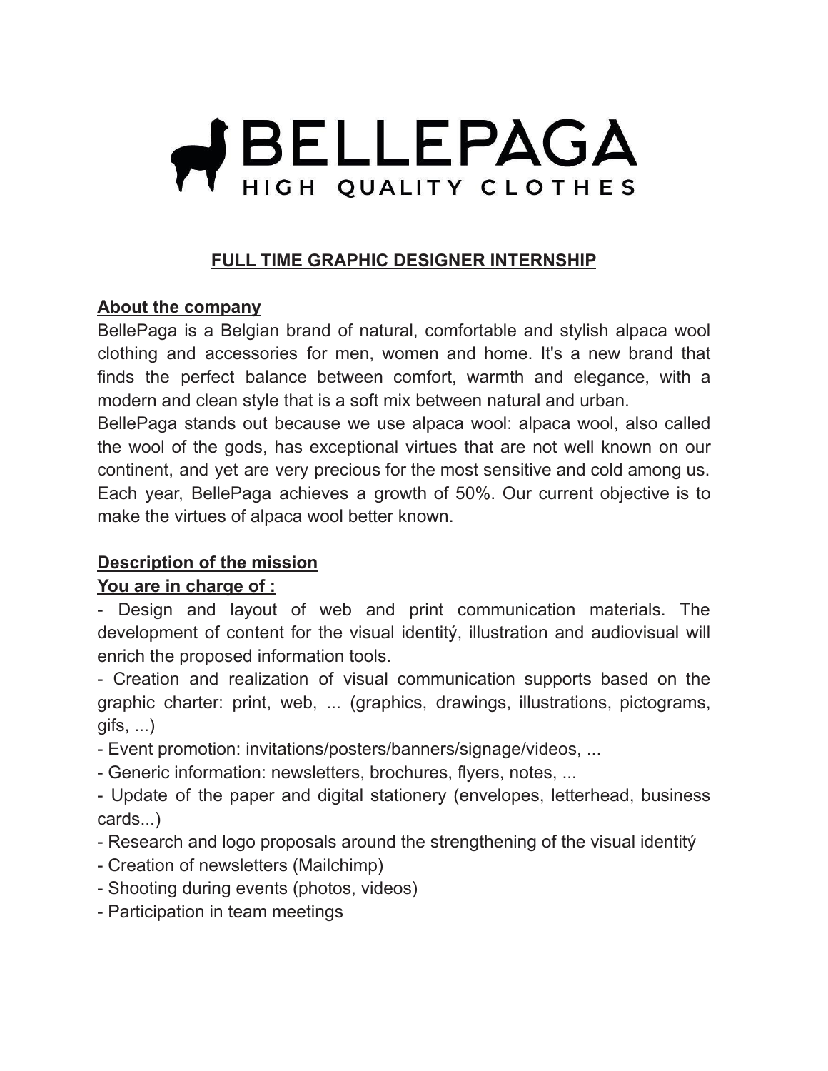# BELLEPAGA

HIGH QUALITY CLOTHES

## FULL TIME GRAPHIC DESIGNER INTERNSHIP

### About the company

BellePaga is a Belgian brand of natural, comfortable and stylish alpaca wool clothing and accessories for men, women and home. It's a new brand that finds the perfect balance between comfort, warmth and elegance, with a modern and clean style that is a soft mix between natural and urban.

BellePaga stands out because we use alpaca wool: alpaca wool, also called the wool of the gods, has exceptional virtues that are not well known on our continent, and yet are very precious for the most sensitive and cold among us. Each year, BellePaga achieves a growth of 50%. Our current objective is to make the virtues of alpaca wool better known.

### Description of the mission

**You are in charge of :**

- Design and layout of web and print communication materials. The development of content for the visual identitý, illustration and audiovisual will enrich the proposed information tools.
- Creation and realization of visual communication supports based on the graphic charter: print, web, ... (graphics, drawings, illustrations, pictograms, gifs, ...)
- Event promotion: invitations/posters/banners/signage/videos, ...
- Generic information: newsletters, brochures, flyers, notes, ...
- Update of the paper and digital stationery (envelopes, letterhead, business cards...)
- Research and logo proposals around the strengthening of the visual identitý
- Creation of newsletters (Mailchimp)
- Shooting during events (photos, videos)
- Participation in team meetings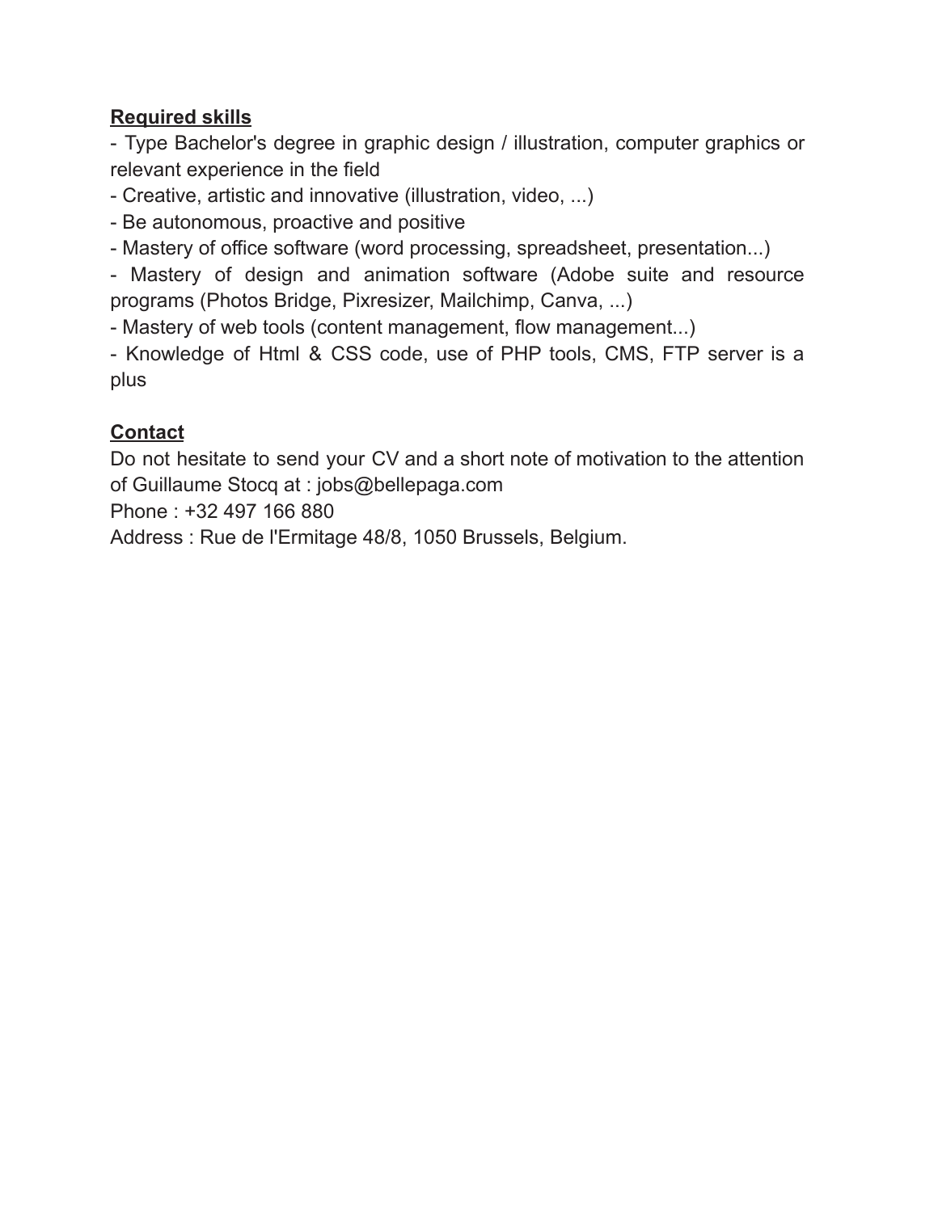**Required skills**

- Type Bachelor's degree in graphic design / illustration, computer graphics or relevant experience in the field
- Creative, artistic and innovative (illustration, video, ...)
- Be autonomous, proactive and positive
- Mastery of office software (word processing, spreadsheet, presentation...)
- Mastery of design and animation software (Adobe suite and resource programs (Photos Bridge, Pixresizer, Mailchimp, Canva, ...)
- Mastery of web tools (content management, flow management...)
- Knowledge of Html & CSS code, use of PHP tools, CMS, FTP server is a plus

**Contact**

Do not hesitate to send your CV and a short note of motivation to the attention of Guillaume Stocq at : jobs@bellepaga.com

Phone : +32 497 166 880

Address : Rue de l'Ermitage 48/8, 1050 Brussels, Belgium.